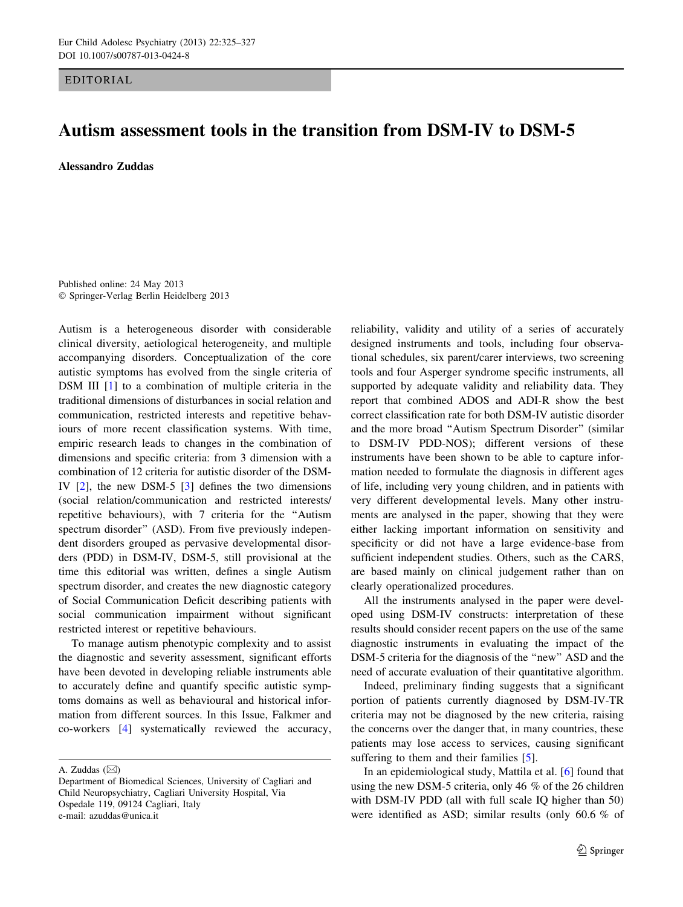EDITORIAL

# Autism assessment tools in the transition from DSM-IV to DSM-5

**Alessandro Zuddas**

Published online: 24 May 2013
© Springer-Verlag Berlin Heidelberg 2013

Autism is a heterogeneous disorder with considerable clinical diversity, aetiological heterogeneity, and multiple accompanying disorders. Conceptualization of the core autistic symptoms has evolved from the single criteria of DSM III [1] to a combination of multiple criteria in the traditional dimensions of disturbances in social relation and communication, restricted interests and repetitive behaviours of more recent classification systems. With time, empiric research leads to changes in the combination of dimensions and specific criteria: from 3 dimension with a combination of 12 criteria for autistic disorder of the DSM-IV [2], the new DSM-5 [3] defines the two dimensions (social relation/communication and restricted interests/repetitive behaviours), with 7 criteria for the "Autism spectrum disorder" (ASD). From five previously independent disorders grouped as pervasive developmental disorders (PDD) in DSM-IV, DSM-5, still provisional at the time this editorial was written, defines a single Autism spectrum disorder, and creates the new diagnostic category of Social Communication Deficit describing patients with social communication impairment without significant restricted interest or repetitive behaviours.

To manage autism phenotypic complexity and to assist the diagnostic and severity assessment, significant efforts have been devoted in developing reliable instruments able to accurately define and quantify specific autistic symptoms domains as well as behavioural and historical information from different sources. In this Issue, Falkmer and co-workers [4] systematically reviewed the accuracy, reliability, validity and utility of a series of accurately designed instruments and tools, including four observational schedules, six parent/carer interviews, two screening tools and four Asperger syndrome specific instruments, all supported by adequate validity and reliability data. They report that combined ADOS and ADI-R show the best correct classification rate for both DSM-IV autistic disorder and the more broad "Autism Spectrum Disorder" (similar to DSM-IV PDD-NOS); different versions of these instruments have been shown to be able to capture information needed to formulate the diagnosis in different ages of life, including very young children, and in patients with very different developmental levels. Many other instruments are analysed in the paper, showing that they were either lacking important information on sensitivity and specificity or did not have a large evidence-base from sufficient independent studies. Others, such as the CARS, are based mainly on clinical judgement rather than on clearly operationalized procedures.

All the instruments analysed in the paper were developed using DSM-IV constructs: interpretation of these results should consider recent papers on the use of the same diagnostic instruments in evaluating the impact of the DSM-5 criteria for the diagnosis of the "new" ASD and the need of accurate evaluation of their quantitative algorithm.

Indeed, preliminary finding suggests that a significant portion of patients currently diagnosed by DSM-IV-TR criteria may not be diagnosed by the new criteria, raising the concerns over the danger that, in many countries, these patients may lose access to services, causing significant suffering to them and their families [5].

In an epidemiological study, Mattila et al. [6] found that using the new DSM-5 criteria, only 46 % of the 26 children with DSM-IV PDD (all with full scale IQ higher than 50) were identified as ASD; similar results (only 60.6 % of

A. Zuddas (✉)
Department of Biomedical Sciences, University of Cagliari and Child Neuropsychiatry, Cagliari University Hospital, Via Ospedale 119, 09124 Cagliari, Italy
e-mail: azuddas@unica.it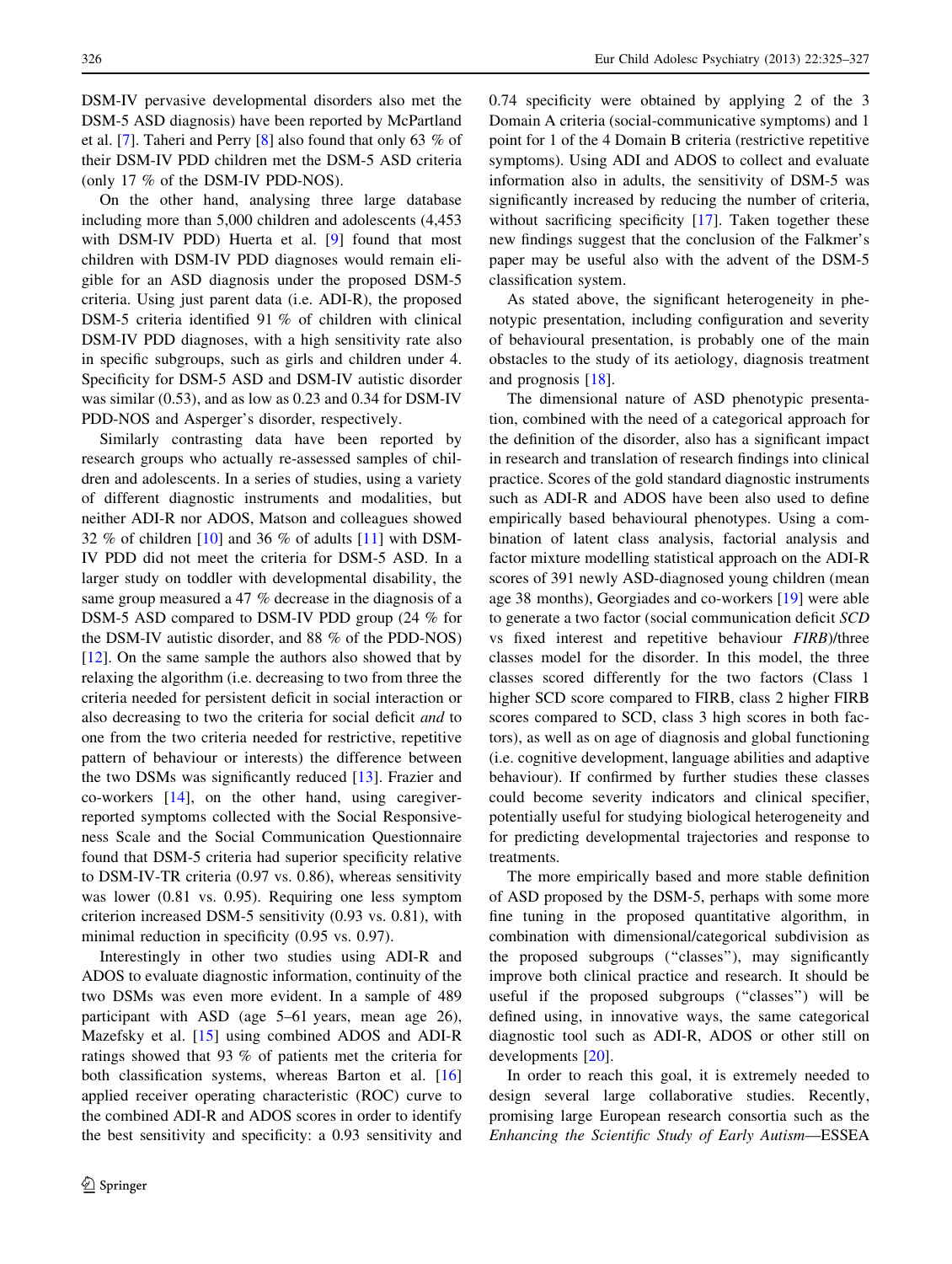DSM-IV pervasive developmental disorders also met the DSM-5 ASD diagnosis) have been reported by McPartland et al. [7]. Taheri and Perry [8] also found that only 63 % of their DSM-IV PDD children met the DSM-5 ASD criteria (only 17 % of the DSM-IV PDD-NOS).

On the other hand, analysing three large database including more than 5,000 children and adolescents (4,453 with DSM-IV PDD) Huerta et al. [9] found that most children with DSM-IV PDD diagnoses would remain eligible for an ASD diagnosis under the proposed DSM-5 criteria. Using just parent data (i.e. ADI-R), the proposed DSM-5 criteria identified 91 % of children with clinical DSM-IV PDD diagnoses, with a high sensitivity rate also in specific subgroups, such as girls and children under 4. Specificity for DSM-5 ASD and DSM-IV autistic disorder was similar (0.53), and as low as 0.23 and 0.34 for DSM-IV PDD-NOS and Asperger's disorder, respectively.

Similarly contrasting data have been reported by research groups who actually re-assessed samples of children and adolescents. In a series of studies, using a variety of different diagnostic instruments and modalities, but neither ADI-R nor ADOS, Matson and colleagues showed 32 % of children [10] and 36 % of adults [11] with DSM-IV PDD did not meet the criteria for DSM-5 ASD. In a larger study on toddler with developmental disability, the same group measured a 47 % decrease in the diagnosis of a DSM-5 ASD compared to DSM-IV PDD group (24 % for the DSM-IV autistic disorder, and 88 % of the PDD-NOS) [12]. On the same sample the authors also showed that by relaxing the algorithm (i.e. decreasing to two from three the criteria needed for persistent deficit in social interaction or also decreasing to two the criteria for social deficit *and* to one from the two criteria needed for restrictive, repetitive pattern of behaviour or interests) the difference between the two DSMs was significantly reduced [13]. Frazier and co-workers [14], on the other hand, using caregiver-reported symptoms collected with the Social Responsiveness Scale and the Social Communication Questionnaire found that DSM-5 criteria had superior specificity relative to DSM-IV-TR criteria (0.97 vs. 0.86), whereas sensitivity was lower (0.81 vs. 0.95). Requiring one less symptom criterion increased DSM-5 sensitivity (0.93 vs. 0.81), with minimal reduction in specificity (0.95 vs. 0.97).

Interestingly in other two studies using ADI-R and ADOS to evaluate diagnostic information, continuity of the two DSMs was even more evident. In a sample of 489 participant with ASD (age 5–61 years, mean age 26), Mazefsky et al. [15] using combined ADOS and ADI-R ratings showed that 93 % of patients met the criteria for both classification systems, whereas Barton et al. [16] applied receiver operating characteristic (ROC) curve to the combined ADI-R and ADOS scores in order to identify the best sensitivity and specificity: a 0.93 sensitivity and 0.74 specificity were obtained by applying 2 of the 3 Domain A criteria (social-communicative symptoms) and 1 point for 1 of the 4 Domain B criteria (restrictive repetitive symptoms). Using ADI and ADOS to collect and evaluate information also in adults, the sensitivity of DSM-5 was significantly increased by reducing the number of criteria, without sacrificing specificity [17]. Taken together these new findings suggest that the conclusion of the Falkmer's paper may be useful also with the advent of the DSM-5 classification system.

As stated above, the significant heterogeneity in phenotypic presentation, including configuration and severity of behavioural presentation, is probably one of the main obstacles to the study of its aetiology, diagnosis treatment and prognosis [18].

The dimensional nature of ASD phenotypic presentation, combined with the need of a categorical approach for the definition of the disorder, also has a significant impact in research and translation of research findings into clinical practice. Scores of the gold standard diagnostic instruments such as ADI-R and ADOS have been also used to define empirically based behavioural phenotypes. Using a combination of latent class analysis, factorial analysis and factor mixture modelling statistical approach on the ADI-R scores of 391 newly ASD-diagnosed young children (mean age 38 months), Georgiades and co-workers [19] were able to generate a two factor (social communication deficit *SCD* vs fixed interest and repetitive behaviour *FIRB*)/three classes model for the disorder. In this model, the three classes scored differently for the two factors (Class 1 higher SCD score compared to FIRB, class 2 higher FIRB scores compared to SCD, class 3 high scores in both factors), as well as on age of diagnosis and global functioning (i.e. cognitive development, language abilities and adaptive behaviour). If confirmed by further studies these classes could become severity indicators and clinical specifier, potentially useful for studying biological heterogeneity and for predicting developmental trajectories and response to treatments.

The more empirically based and more stable definition of ASD proposed by the DSM-5, perhaps with some more fine tuning in the proposed quantitative algorithm, in combination with dimensional/categorical subdivision as the proposed subgroups ("classes"), may significantly improve both clinical practice and research. It should be useful if the proposed subgroups ("classes") will be defined using, in innovative ways, the same categorical diagnostic tool such as ADI-R, ADOS or other still on developments [20].

In order to reach this goal, it is extremely needed to design several large collaborative studies. Recently, promising large European research consortia such as the *Enhancing the Scientific Study of Early Autism*—ESSEA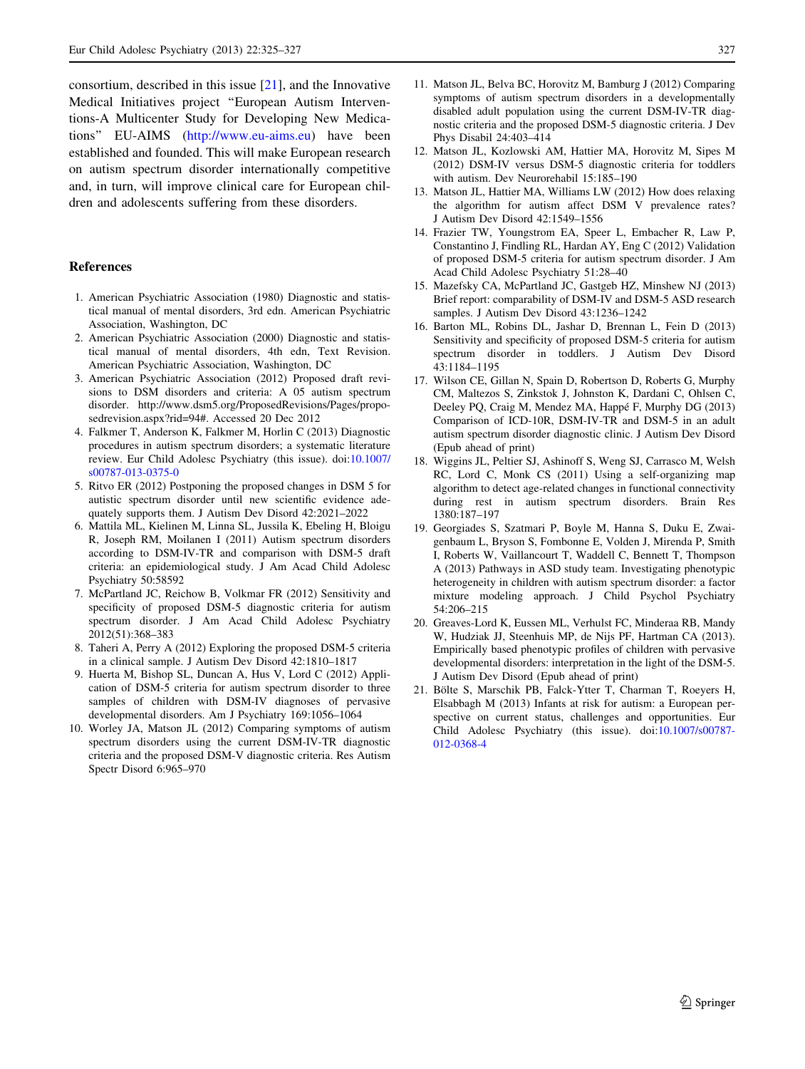consortium, described in this issue [21], and the Innovative Medical Initiatives project "European Autism Interventions-A Multicenter Study for Developing New Medications" EU-AIMS (http://www.eu-aims.eu) have been established and founded. This will make European research on autism spectrum disorder internationally competitive and, in turn, will improve clinical care for European children and adolescents suffering from these disorders.

## References

1. American Psychiatric Association (1980) Diagnostic and statistical manual of mental disorders, 3rd edn. American Psychiatric Association, Washington, DC
2. American Psychiatric Association (2000) Diagnostic and statistical manual of mental disorders, 4th edn, Text Revision. American Psychiatric Association, Washington, DC
3. American Psychiatric Association (2012) Proposed draft revisions to DSM disorders and criteria: A 05 autism spectrum disorder. http://www.dsm5.org/ProposedRevisions/Pages/proposedrevision.aspx?rid=94#. Accessed 20 Dec 2012
4. Falkmer T, Anderson K, Falkmer M, Horlin C (2013) Diagnostic procedures in autism spectrum disorders; a systematic literature review. Eur Child Adolesc Psychiatry (this issue). doi:10.1007/s00787-013-0375-0
5. Ritvo ER (2012) Postponing the proposed changes in DSM 5 for autistic spectrum disorder until new scientific evidence adequately supports them. J Autism Dev Disord 42:2021–2022
6. Mattila ML, Kielinen M, Linna SL, Jussila K, Ebeling H, Bloigu R, Joseph RM, Moilanen I (2011) Autism spectrum disorders according to DSM-IV-TR and comparison with DSM-5 draft criteria: an epidemiological study. J Am Acad Child Adolesc Psychiatry 50:58592
7. McPartland JC, Reichow B, Volkmar FR (2012) Sensitivity and specificity of proposed DSM-5 diagnostic criteria for autism spectrum disorder. J Am Acad Child Adolesc Psychiatry 2012(51):368–383
8. Taheri A, Perry A (2012) Exploring the proposed DSM-5 criteria in a clinical sample. J Autism Dev Disord 42:1810–1817
9. Huerta M, Bishop SL, Duncan A, Hus V, Lord C (2012) Application of DSM-5 criteria for autism spectrum disorder to three samples of children with DSM-IV diagnoses of pervasive developmental disorders. Am J Psychiatry 169:1056–1064
10. Worley JA, Matson JL (2012) Comparing symptoms of autism spectrum disorders using the current DSM-IV-TR diagnostic criteria and the proposed DSM-V diagnostic criteria. Res Autism Spectr Disord 6:965–970
11. Matson JL, Belva BC, Horovitz M, Bamburg J (2012) Comparing symptoms of autism spectrum disorders in a developmentally disabled adult population using the current DSM-IV-TR diagnostic criteria and the proposed DSM-5 diagnostic criteria. J Dev Phys Disabil 24:403–414
12. Matson JL, Kozlowski AM, Hattier MA, Horovitz M, Sipes M (2012) DSM-IV versus DSM-5 diagnostic criteria for toddlers with autism. Dev Neurorehabil 15:185–190
13. Matson JL, Hattier MA, Williams LW (2012) How does relaxing the algorithm for autism affect DSM V prevalence rates? J Autism Dev Disord 42:1549–1556
14. Frazier TW, Youngstrom EA, Speer L, Embacher R, Law P, Constantino J, Findling RL, Hardan AY, Eng C (2012) Validation of proposed DSM-5 criteria for autism spectrum disorder. J Am Acad Child Adolesc Psychiatry 51:28–40
15. Mazefsky CA, McPartland JC, Gastgeb HZ, Minshew NJ (2013) Brief report: comparability of DSM-IV and DSM-5 ASD research samples. J Autism Dev Disord 43:1236–1242
16. Barton ML, Robins DL, Jashar D, Brennan L, Fein D (2013) Sensitivity and specificity of proposed DSM-5 criteria for autism spectrum disorder in toddlers. J Autism Dev Disord 43:1184–1195
17. Wilson CE, Gillan N, Spain D, Robertson D, Roberts G, Murphy CM, Maltezos S, Zinkstok J, Johnston K, Dardani C, Ohlsen C, Deeley PQ, Craig M, Mendez MA, Happé F, Murphy DG (2013) Comparison of ICD-10R, DSM-IV-TR and DSM-5 in an adult autism spectrum disorder diagnostic clinic. J Autism Dev Disord (Epub ahead of print)
18. Wiggins JL, Peltier SJ, Ashinoff S, Weng SJ, Carrasco M, Welsh RC, Lord C, Monk CS (2011) Using a self-organizing map algorithm to detect age-related changes in functional connectivity during rest in autism spectrum disorders. Brain Res 1380:187–197
19. Georgiades S, Szatmari P, Boyle M, Hanna S, Duku E, Zwaigenbaum L, Bryson S, Fombonne E, Volden J, Mirenda P, Smith I, Roberts W, Vaillancourt T, Waddell C, Bennett T, Thompson A (2013) Pathways in ASD study team. Investigating phenotypic heterogeneity in children with autism spectrum disorder: a factor mixture modeling approach. J Child Psychol Psychiatry 54:206–215
20. Greaves-Lord K, Eussen ML, Verhulst FC, Minderaa RB, Mandy W, Hudziak JJ, Steenhuis MP, de Nijs PF, Hartman CA (2013). Empirically based phenotypic profiles of children with pervasive developmental disorders: interpretation in the light of the DSM-5. J Autism Dev Disord (Epub ahead of print)
21. Bölte S, Marschik PB, Falck-Ytter T, Charman T, Roeyers H, Elsabbagh M (2013) Infants at risk for autism: a European perspective on current status, challenges and opportunities. Eur Child Adolesc Psychiatry (this issue). doi:10.1007/s00787-012-0368-4